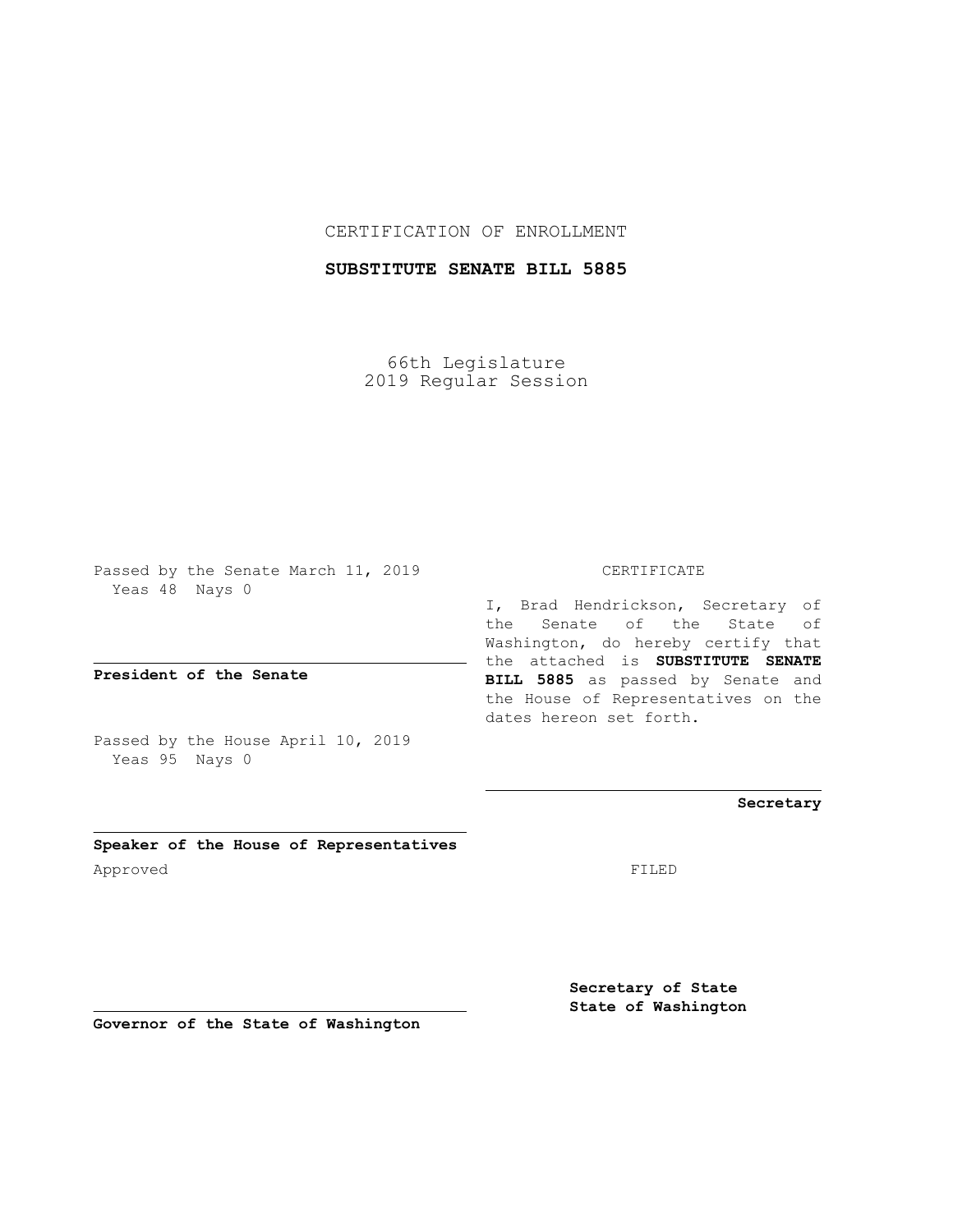CERTIFICATION OF ENROLLMENT

**SUBSTITUTE SENATE BILL 5885**

66th Legislature
2019 Regular Session

Passed by the Senate March 11, 2019
Yeas 48 Nays 0

**President of the Senate**

Passed by the House April 10, 2019
Yeas 95 Nays 0

**Speaker of the House of Representatives**

Approved

**Governor of the State of Washington**

CERTIFICATE

I, Brad Hendrickson, Secretary of the Senate of the State of Washington, do hereby certify that the attached is **SUBSTITUTE SENATE BILL 5885** as passed by Senate and the House of Representatives on the dates hereon set forth.

**Secretary**

FILED

**Secretary of State**
**State of Washington**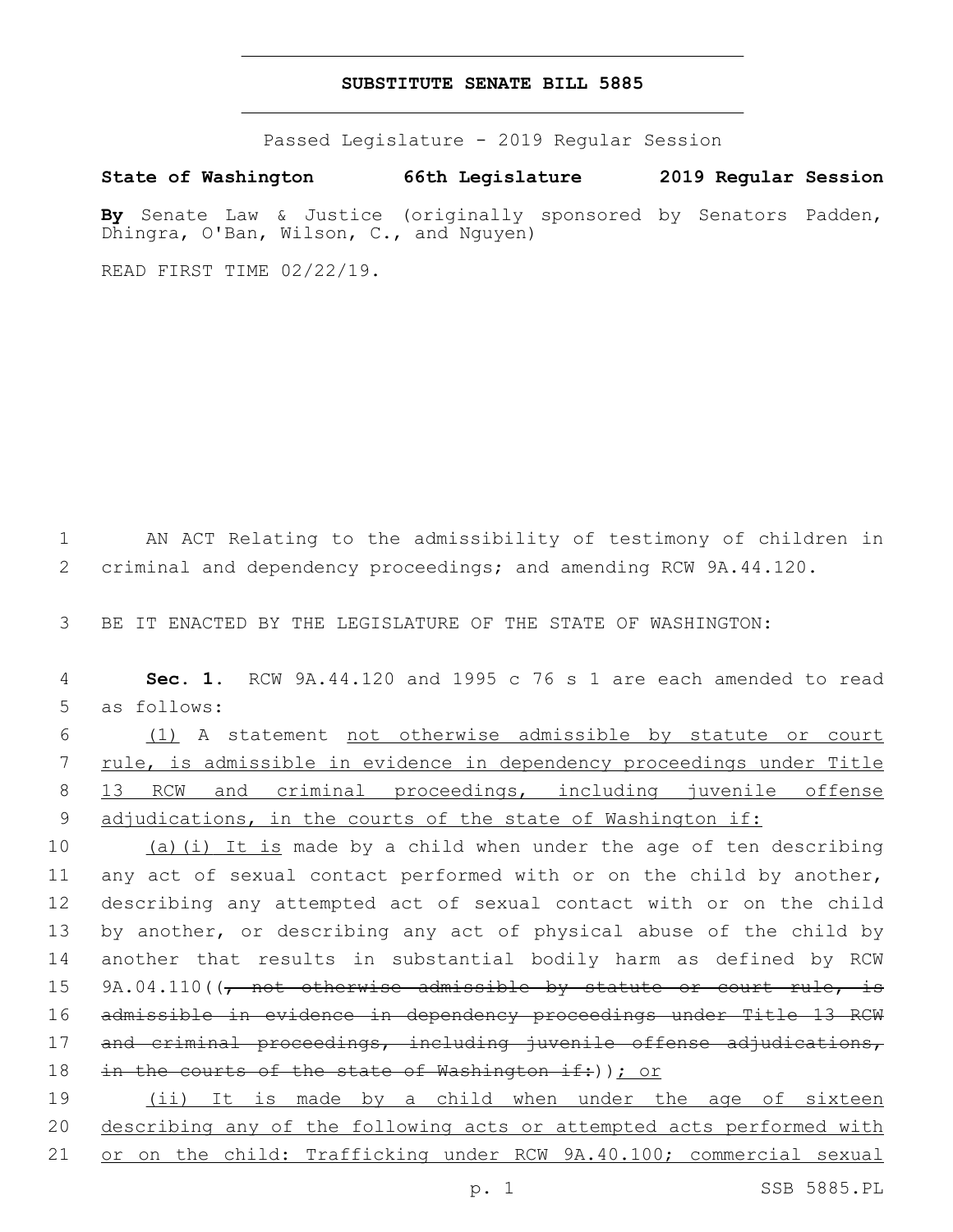**SUBSTITUTE SENATE BILL 5885**

Passed Legislature - 2019 Regular Session

**State of Washington 66th Legislature 2019 Regular Session**

**By** Senate Law & Justice (originally sponsored by Senators Padden, Dhingra, O'Ban, Wilson, C., and Nguyen)

READ FIRST TIME 02/22/19.

AN ACT Relating to the admissibility of testimony of children in criminal and dependency proceedings; and amending RCW 9A.44.120.

BE IT ENACTED BY THE LEGISLATURE OF THE STATE OF WASHINGTON:

**Sec. 1.** RCW 9A.44.120 and 1995 c 76 s 1 are each amended to read as follows:

<u>(1)</u> A statement <u>not otherwise admissible by statute or court rule, is admissible in evidence in dependency proceedings under Title 13 RCW and criminal proceedings, including juvenile offense adjudications, in the courts of the state of Washington if:</u>

<u>(a)(i) It is</u> made by a child when under the age of ten describing any act of sexual contact performed with or on the child by another, describing any attempted act of sexual contact with or on the child by another, or describing any act of physical abuse of the child by another that results in substantial bodily harm as defined by RCW 9A.04.110((~~, not otherwise admissible by statute or court rule, is admissible in evidence in dependency proceedings under Title 13 RCW and criminal proceedings, including juvenile offense adjudications, in the courts of the state of Washington if:~~))<u>; or</u>

<u>(ii) It is made by a child when under the age of sixteen describing any of the following acts or attempted acts performed with or on the child: Trafficking under RCW 9A.40.100; commercial sexual</u>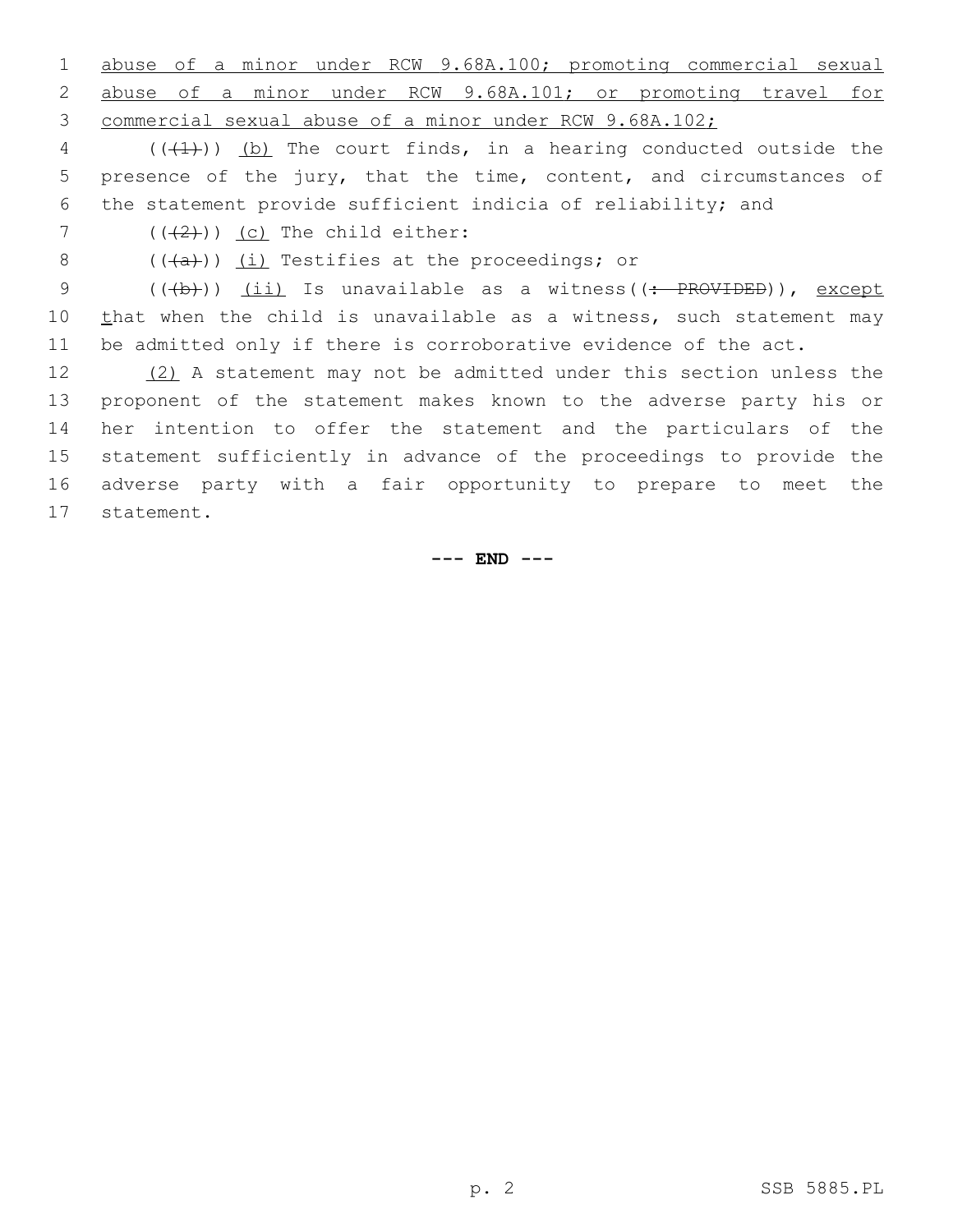abuse of a minor under RCW 9.68A.100; promoting commercial sexual abuse of a minor under RCW 9.68A.101; or promoting travel for commercial sexual abuse of a minor under RCW 9.68A.102;

(((1))) (b) The court finds, in a hearing conducted outside the presence of the jury, that the time, content, and circumstances of the statement provide sufficient indicia of reliability; and

(((2))) (c) The child either:

(((a))) (i) Testifies at the proceedings; or

(((b))) (ii) Is unavailable as a witness((: PROVIDED)), except that when the child is unavailable as a witness, such statement may be admitted only if there is corroborative evidence of the act.

(2) A statement may not be admitted under this section unless the proponent of the statement makes known to the adverse party his or her intention to offer the statement and the particulars of the statement sufficiently in advance of the proceedings to provide the adverse party with a fair opportunity to prepare to meet the statement.

--- END ---